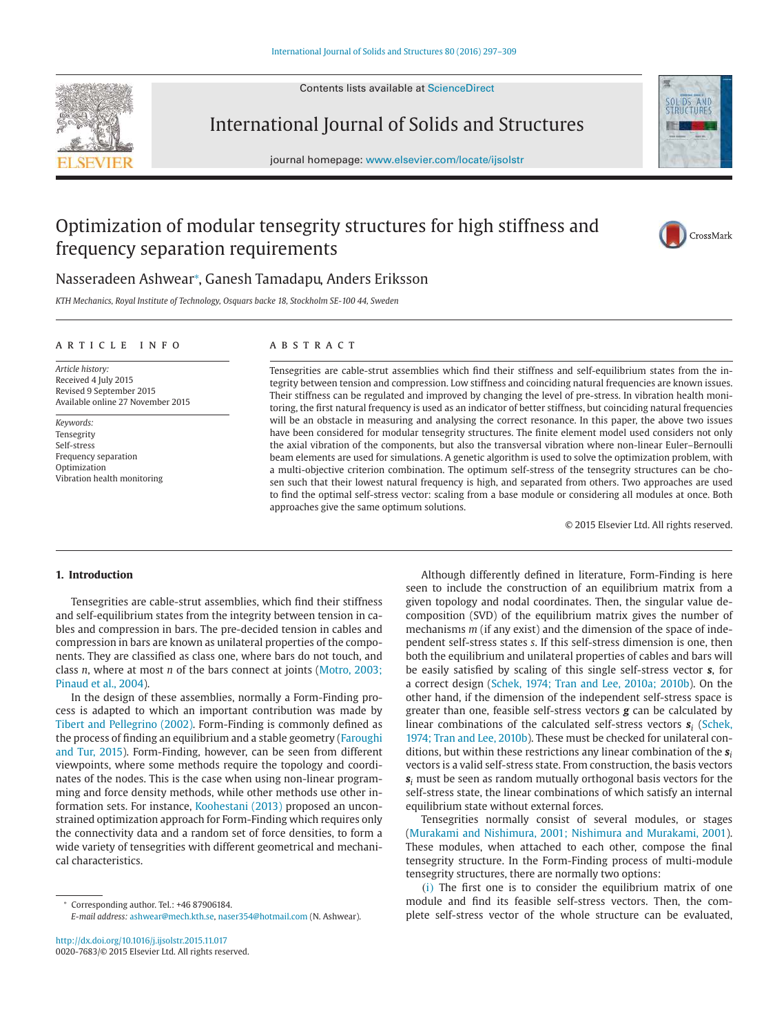# Optimization of modular tensegrity structures for high stiffness and frequency separation requirements

Nasseradeen Ashwear*, Ganesh Tamadapu, Anders Eriksson

*KTH Mechanics, Royal Institute of Technology, Osquars backe 18, Stockholm SE-100 44, Sweden*

## ARTICLE INFO

*Article history:*
Received 4 July 2015
Revised 9 September 2015
Available online 27 November 2015

*Keywords:*
Tensegrity
Self-stress
Frequency separation
Optimization
Vibration health monitoring

## ABSTRACT

Tensegrities are cable-strut assemblies which find their stiffness and self-equilibrium states from the integrity between tension and compression. Low stiffness and coinciding natural frequencies are known issues. Their stiffness can be regulated and improved by changing the level of pre-stress. In vibration health monitoring, the first natural frequency is used as an indicator of better stiffness, but coinciding natural frequencies will be an obstacle in measuring and analysing the correct resonance. In this paper, the above two issues have been considered for modular tensegrity structures. The finite element model used considers not only the axial vibration of the components, but also the transversal vibration where non-linear Euler–Bernoulli beam elements are used for simulations. A genetic algorithm is used to solve the optimization problem, with a multi-objective criterion combination. The optimum self-stress of the tensegrity structures can be chosen such that their lowest natural frequency is high, and separated from others. Two approaches are used to find the optimal self-stress vector: scaling from a base module or considering all modules at once. Both approaches give the same optimum solutions.

© 2015 Elsevier Ltd. All rights reserved.

## 1. Introduction

Tensegrities are cable-strut assemblies, which find their stiffness and self-equilibrium states from the integrity between tension in cables and compression in bars. The pre-decided tension in cables and compression in bars are known as unilateral properties of the components. They are classified as class one, where bars do not touch, and class *n*, where at most *n* of the bars connect at joints (Motro, 2003; Pinaud et al., 2004).

In the design of these assemblies, normally a Form-Finding process is adapted to which an important contribution was made by Tibert and Pellegrino (2002). Form-Finding is commonly defined as the process of finding an equilibrium and a stable geometry (Faroughi and Tur, 2015). Form-Finding, however, can be seen from different viewpoints, where some methods require the topology and coordinates of the nodes. This is the case when using non-linear programming and force density methods, while other methods use other information sets. For instance, Koohestani (2013) proposed an unconstrained optimization approach for Form-Finding which requires only the connectivity data and a random set of force densities, to form a wide variety of tensegrities with different geometrical and mechanical characteristics.

Although differently defined in literature, Form-Finding is here seen to include the construction of an equilibrium matrix from a given topology and nodal coordinates. Then, the singular value decomposition (SVD) of the equilibrium matrix gives the number of mechanisms *m* (if any exist) and the dimension of the space of independent self-stress states *s*. If this self-stress dimension is one, then both the equilibrium and unilateral properties of cables and bars will be easily satisfied by scaling of this single self-stress vector $\boldsymbol{s}$, for a correct design (Schek, 1974; Tran and Lee, 2010a; 2010b). On the other hand, if the dimension of the independent self-stress space is greater than one, feasible self-stress vectors $\boldsymbol{g}$ can be calculated by linear combinations of the calculated self-stress vectors $\boldsymbol{s}_i$ (Schek, 1974; Tran and Lee, 2010b). These must be checked for unilateral conditions, but within these restrictions any linear combination of the $\boldsymbol{s}_i$ vectors is a valid self-stress state. From construction, the basis vectors $\boldsymbol{s}_i$ must be seen as random mutually orthogonal basis vectors for the self-stress state, the linear combinations of which satisfy an internal equilibrium state without external forces.

Tensegrities normally consist of several modules, or stages (Murakami and Nishimura, 2001; Nishimura and Murakami, 2001). These modules, when attached to each other, compose the final tensegrity structure. In the Form-Finding process of multi-module tensegrity structures, there are normally two options:

(i) The first one is to consider the equilibrium matrix of one module and find its feasible self-stress vectors. Then, the complete self-stress vector of the whole structure can be evaluated,

---

* Corresponding author. Tel.: +46 87906184.
*E-mail address:* ashwear@mech.kth.se, naser354@hotmail.com (N. Ashwear).

http://dx.doi.org/10.1016/j.ijsolstr.2015.11.017
0020-7683/© 2015 Elsevier Ltd. All rights reserved.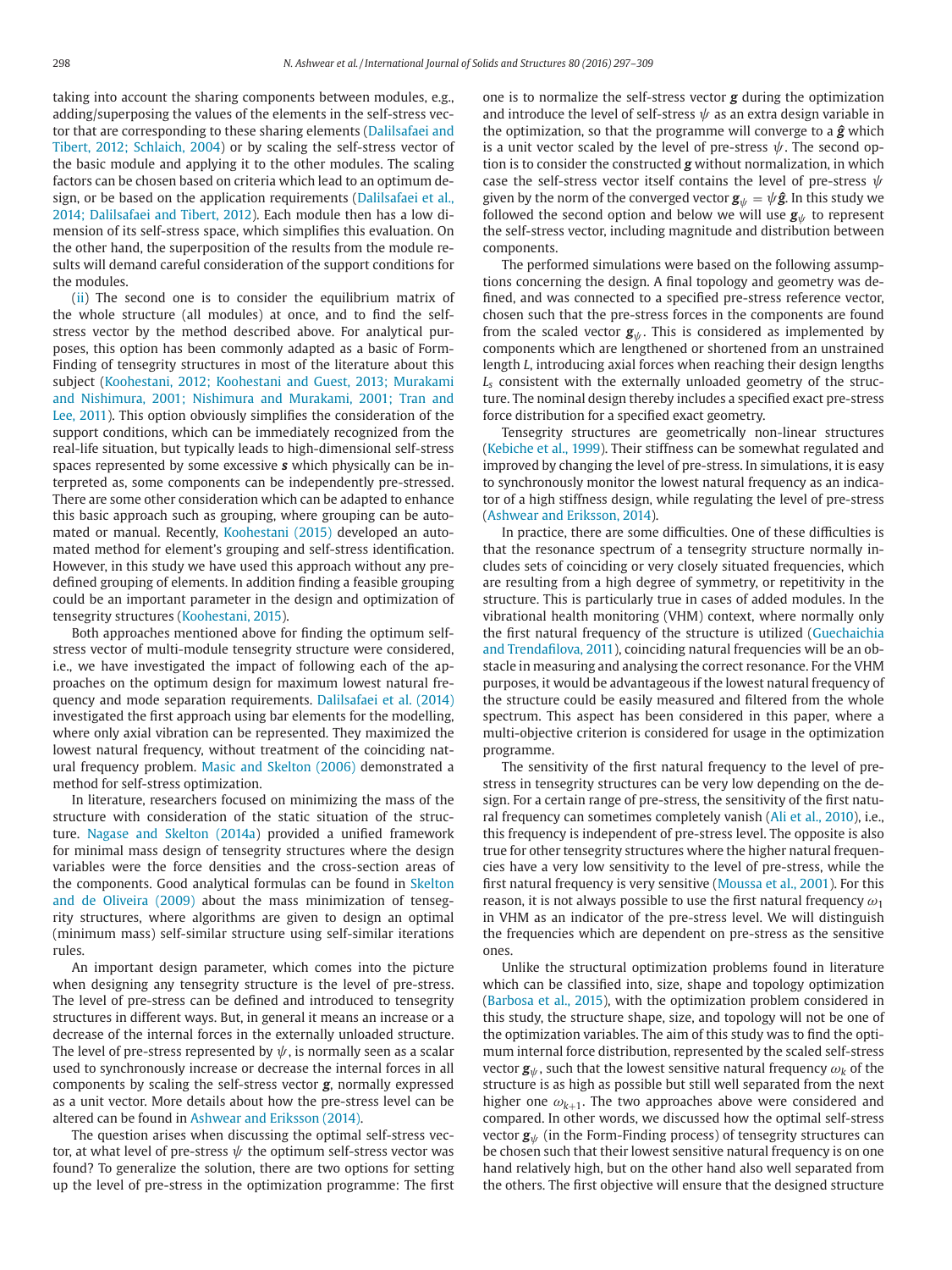taking into account the sharing components between modules, e.g., adding/superposing the values of the elements in the self-stress vector that are corresponding to these sharing elements (Dalilsafaei and Tibert, 2012; Schlaich, 2004) or by scaling the self-stress vector of the basic module and applying it to the other modules. The scaling factors can be chosen based on criteria which lead to an optimum design, or be based on the application requirements (Dalilsafaei et al., 2014; Dalilsafaei and Tibert, 2012). Each module then has a low dimension of its self-stress space, which simplifies this evaluation. On the other hand, the superposition of the results from the module results will demand careful consideration of the support conditions for the modules.

(ii) The second one is to consider the equilibrium matrix of the whole structure (all modules) at once, and to find the self-stress vector by the method described above. For analytical purposes, this option has been commonly adapted as a basic of Form-Finding of tensegrity structures in most of the literature about this subject (Koohestani, 2012; Koohestani and Guest, 2013; Murakami and Nishimura, 2001; Nishimura and Murakami, 2001; Tran and Lee, 2011). This option obviously simplifies the consideration of the support conditions, which can be immediately recognized from the real-life situation, but typically leads to high-dimensional self-stress spaces represented by some excessive $\boldsymbol{s}$ which physically can be interpreted as, some components can be independently pre-stressed. There are some other consideration which can be adapted to enhance this basic approach such as grouping, where grouping can be automated or manual. Recently, Koohestani (2015) developed an automated method for element's grouping and self-stress identification. However, in this study we have used this approach without any predefined grouping of elements. In addition finding a feasible grouping could be an important parameter in the design and optimization of tensegrity structures (Koohestani, 2015).

Both approaches mentioned above for finding the optimum self-stress vector of multi-module tensegrity structure were considered, i.e., we have investigated the impact of following each of the approaches on the optimum design for maximum lowest natural frequency and mode separation requirements. Dalilsafaei et al. (2014) investigated the first approach using bar elements for the modelling, where only axial vibration can be represented. They maximized the lowest natural frequency, without treatment of the coinciding natural frequency problem. Masic and Skelton (2006) demonstrated a method for self-stress optimization.

In literature, researchers focused on minimizing the mass of the structure with consideration of the static situation of the structure. Nagase and Skelton (2014a) provided a unified framework for minimal mass design of tensegrity structures where the design variables were the force densities and the cross-section areas of the components. Good analytical formulas can be found in Skelton and de Oliveira (2009) about the mass minimization of tensegrity structures, where algorithms are given to design an optimal (minimum mass) self-similar structure using self-similar iterations rules.

An important design parameter, which comes into the picture when designing any tensegrity structure is the level of pre-stress. The level of pre-stress can be defined and introduced to tensegrity structures in different ways. But, in general it means an increase or a decrease of the internal forces in the externally unloaded structure. The level of pre-stress represented by $\psi$, is normally seen as a scalar used to synchronously increase or decrease the internal forces in all components by scaling the self-stress vector $\boldsymbol{g}$, normally expressed as a unit vector. More details about how the pre-stress level can be altered can be found in Ashwear and Eriksson (2014).

The question arises when discussing the optimal self-stress vector, at what level of pre-stress $\psi$ the optimum self-stress vector was found? To generalize the solution, there are two options for setting up the level of pre-stress in the optimization programme: The first one is to normalize the self-stress vector $\boldsymbol{g}$ during the optimization and introduce the level of self-stress $\psi$ as an extra design variable in the optimization, so that the programme will converge to a $\hat{\boldsymbol{g}}$ which is a unit vector scaled by the level of pre-stress $\psi$. The second option is to consider the constructed $\boldsymbol{g}$ without normalization, in which case the self-stress vector itself contains the level of pre-stress $\psi$ given by the norm of the converged vector $\boldsymbol{g}_{\psi} = \psi\hat{\boldsymbol{g}}$. In this study we followed the second option and below we will use $\boldsymbol{g}_{\psi}$ to represent the self-stress vector, including magnitude and distribution between components.

The performed simulations were based on the following assumptions concerning the design. A final topology and geometry was defined, and was connected to a specified pre-stress reference vector, chosen such that the pre-stress forces in the components are found from the scaled vector $\boldsymbol{g}_{\psi}$. This is considered as implemented by components which are lengthened or shortened from an unstrained length $L$, introducing axial forces when reaching their design lengths $L_s$ consistent with the externally unloaded geometry of the structure. The nominal design thereby includes a specified exact pre-stress force distribution for a specified exact geometry.

Tensegrity structures are geometrically non-linear structures (Kebiche et al., 1999). Their stiffness can be somewhat regulated and improved by changing the level of pre-stress. In simulations, it is easy to synchronously monitor the lowest natural frequency as an indicator of a high stiffness design, while regulating the level of pre-stress (Ashwear and Eriksson, 2014).

In practice, there are some difficulties. One of these difficulties is that the resonance spectrum of a tensegrity structure normally includes sets of coinciding or very closely situated frequencies, which are resulting from a high degree of symmetry, or repetitivity in the structure. This is particularly true in cases of added modules. In the vibrational health monitoring (VHM) context, where normally only the first natural frequency of the structure is utilized (Guechaichia and Trendafilova, 2011), coinciding natural frequencies will be an obstacle in measuring and analysing the correct resonance. For the VHM purposes, it would be advantageous if the lowest natural frequency of the structure could be easily measured and filtered from the whole spectrum. This aspect has been considered in this paper, where a multi-objective criterion is considered for usage in the optimization programme.

The sensitivity of the first natural frequency to the level of pre-stress in tensegrity structures can be very low depending on the design. For a certain range of pre-stress, the sensitivity of the first natural frequency can sometimes completely vanish (Ali et al., 2010), i.e., this frequency is independent of pre-stress level. The opposite is also true for other tensegrity structures where the higher natural frequencies have a very low sensitivity to the level of pre-stress, while the first natural frequency is very sensitive (Moussa et al., 2001). For this reason, it is not always possible to use the first natural frequency $\omega_1$ in VHM as an indicator of the pre-stress level. We will distinguish the frequencies which are dependent on pre-stress as the sensitive ones.

Unlike the structural optimization problems found in literature which can be classified into, size, shape and topology optimization (Barbosa et al., 2015), with the optimization problem considered in this study, the structure shape, size, and topology will not be one of the optimization variables. The aim of this study was to find the optimum internal force distribution, represented by the scaled self-stress vector $\boldsymbol{g}_{\psi}$, such that the lowest sensitive natural frequency $\omega_k$ of the structure is as high as possible but still well separated from the next higher one $\omega_{k+1}$. The two approaches above were considered and compared. In other words, we discussed how the optimal self-stress vector $\boldsymbol{g}_{\psi}$ (in the Form-Finding process) of tensegrity structures can be chosen such that their lowest sensitive natural frequency is on one hand relatively high, but on the other hand also well separated from the others. The first objective will ensure that the designed structure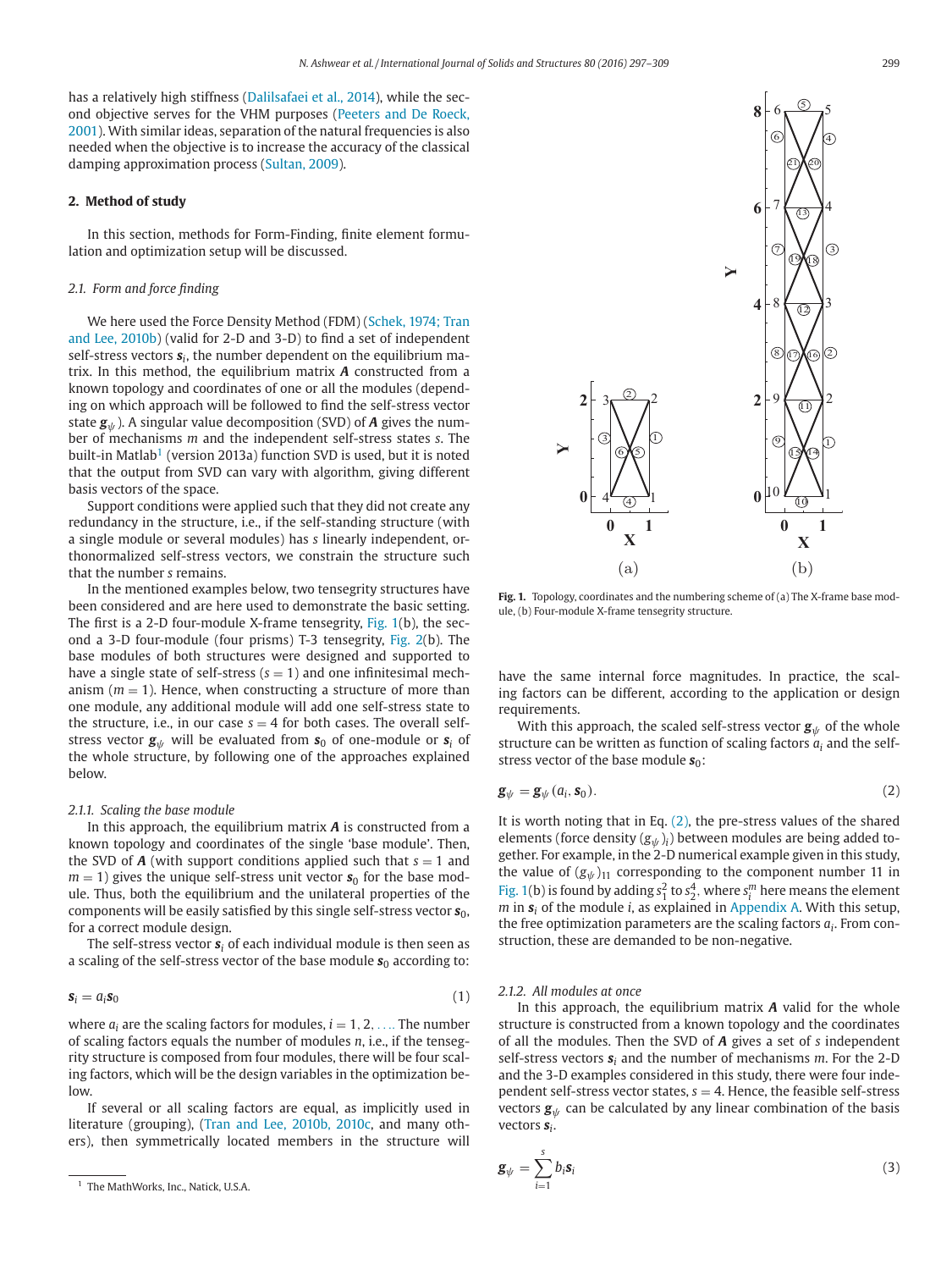has a relatively high stiffness (Dalilsafaei et al., 2014), while the second objective serves for the VHM purposes (Peeters and De Roeck, 2001). With similar ideas, separation of the natural frequencies is also needed when the objective is to increase the accuracy of the classical damping approximation process (Sultan, 2009).

## 2. Method of study

In this section, methods for Form-Finding, finite element formulation and optimization setup will be discussed.

### 2.1. Form and force finding

We here used the Force Density Method (FDM) (Schek, 1974; Tran and Lee, 2010b) (valid for 2-D and 3-D) to find a set of independent self-stress vectors $\boldsymbol{s}_i$, the number dependent on the equilibrium matrix. In this method, the equilibrium matrix $\boldsymbol{A}$ constructed from a known topology and coordinates of one or all the modules (depending on which approach will be followed to find the self-stress vector state $\boldsymbol{g}_\psi$). A singular value decomposition (SVD) of $\boldsymbol{A}$ gives the number of mechanisms $m$ and the independent self-stress states $s$. The built-in Matlab[1] (version 2013a) function SVD is used, but it is noted that the output from SVD can vary with algorithm, giving different basis vectors of the space.

Support conditions were applied such that they did not create any redundancy in the structure, i.e., if the self-standing structure (with a single module or several modules) has $s$ linearly independent, orthonormalized self-stress vectors, we constrain the structure such that the number $s$ remains.

In the mentioned examples below, two tensegrity structures have been considered and are here used to demonstrate the basic setting. The first is a 2-D four-module X-frame tensegrity, Fig. 1(b), the second a 3-D four-module (four prisms) T-3 tensegrity, Fig. 2(b). The base modules of both structures were designed and supported to have a single state of self-stress ($s = 1$) and one infinitesimal mechanism ($m = 1$). Hence, when constructing a structure of more than one module, any additional module will add one self-stress state to the structure, i.e., in our case $s = 4$ for both cases. The overall self-stress vector $\boldsymbol{g}_\psi$ will be evaluated from $\boldsymbol{s}_0$ of one-module or $\boldsymbol{s}_i$ of the whole structure, by following one of the approaches explained below.

#### 2.1.1. Scaling the base module

In this approach, the equilibrium matrix $\boldsymbol{A}$ is constructed from a known topology and coordinates of the single 'base module'. Then, the SVD of $\boldsymbol{A}$ (with support conditions applied such that $s = 1$ and $m = 1$) gives the unique self-stress unit vector $\boldsymbol{s}_0$ for the base module. Thus, both the equilibrium and the unilateral properties of the components will be easily satisfied by this single self-stress vector $\boldsymbol{s}_0$, for a correct module design.

The self-stress vector $\boldsymbol{s}_i$ of each individual module is then seen as a scaling of the self-stress vector of the base module $\boldsymbol{s}_0$ according to:

$$\boldsymbol{s}_i = a_i \boldsymbol{s}_0 \tag{1}$$

where $a_i$ are the scaling factors for modules, $i = 1, 2, \ldots$. The number of scaling factors equals the number of modules $n$, i.e., if the tensegrity structure is composed from four modules, there will be four scaling factors, which will be the design variables in the optimization below.

If several or all scaling factors are equal, as implicitly used in literature (grouping), (Tran and Lee, 2010b, 2010c, and many others), then symmetrically located members in the structure will have the same internal force magnitudes. In practice, the scaling factors can be different, according to the application or design requirements.

**Fig. 1.** Topology, coordinates and the numbering scheme of (a) The X-frame base module, (b) Four-module X-frame tensegrity structure.

With this approach, the scaled self-stress vector $\boldsymbol{g}_\psi$ of the whole structure can be written as function of scaling factors $a_i$ and the self-stress vector of the base module $\boldsymbol{s}_0$:

$$\boldsymbol{g}_\psi = \boldsymbol{g}_\psi(a_i, \boldsymbol{s}_0). \tag{2}$$

It is worth noting that in Eq. (2), the pre-stress values of the shared elements (force density $(g_\psi)_i$) between modules are being added together. For example, in the 2-D numerical example given in this study, the value of $(g_\psi)_{11}$ corresponding to the component number 11 in Fig. 1(b) is found by adding $s_1^2$ to $s_2^4$, where $s_i^m$ here means the element $m$ in $\boldsymbol{s}_i$ of the module $i$, as explained in Appendix A. With this setup, the free optimization parameters are the scaling factors $a_i$. From construction, these are demanded to be non-negative.

#### 2.1.2. All modules at once

In this approach, the equilibrium matrix $\boldsymbol{A}$ valid for the whole structure is constructed from a known topology and the coordinates of all the modules. Then the SVD of $\boldsymbol{A}$ gives a set of $s$ independent self-stress vectors $\boldsymbol{s}_i$ and the number of mechanisms $m$. For the 2-D and the 3-D examples considered in this study, there were four independent self-stress vector states, $s = 4$. Hence, the feasible self-stress vectors $\boldsymbol{g}_\psi$ can be calculated by any linear combination of the basis vectors $\boldsymbol{s}_i$.

$$\boldsymbol{g}_\psi = \sum_{i=1}^{s} b_i \boldsymbol{s}_i \tag{3}$$

[1] The MathWorks, Inc., Natick, U.S.A.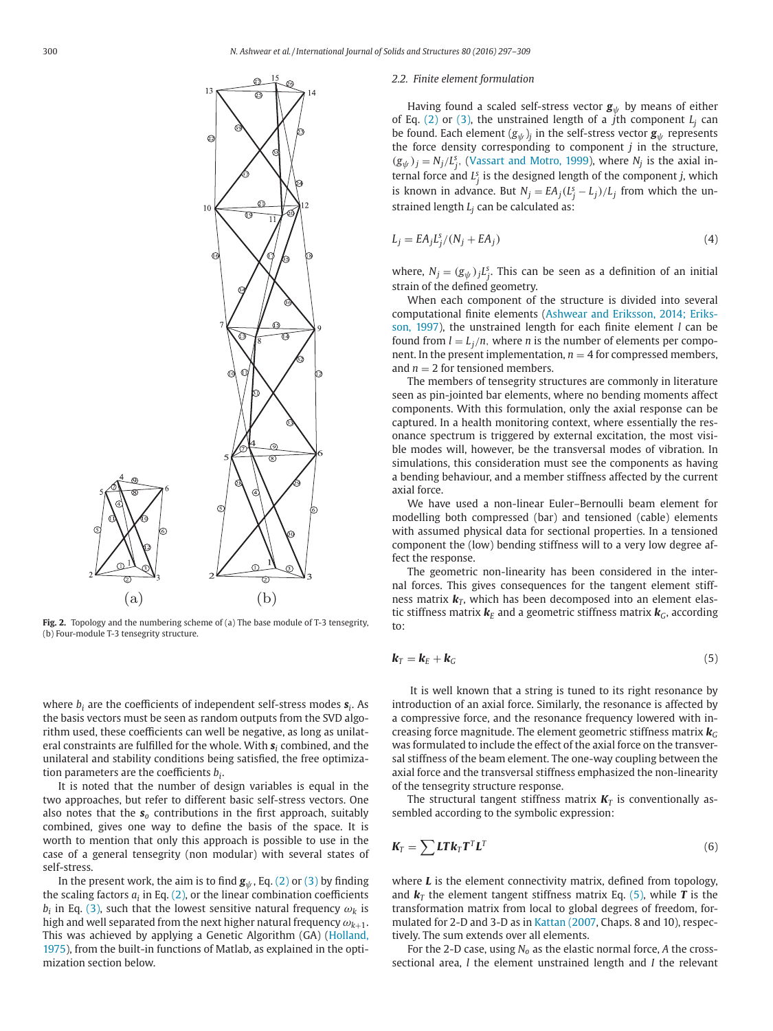Fig. 2. Topology and the numbering scheme of (a) The base module of T-3 tensegrity, (b) Four-module T-3 tensegrity structure.

where $b_i$ are the coefficients of independent self-stress modes $\boldsymbol{s}_i$. As the basis vectors must be seen as random outputs from the SVD algorithm used, these coefficients can well be negative, as long as unilateral constraints are fulfilled for the whole. With $\boldsymbol{s}_i$ combined, and the unilateral and stability conditions being satisfied, the free optimization parameters are the coefficients $b_i$.

It is noted that the number of design variables is equal in the two approaches, but refer to different basic self-stress vectors. One also notes that the $\boldsymbol{s}_o$ contributions in the first approach, suitably combined, gives one way to define the basis of the space. It is worth to mention that only this approach is possible to use in the case of a general tensegrity (non modular) with several states of self-stress.

In the present work, the aim is to find $\boldsymbol{g}_\psi$, Eq. (2) or (3) by finding the scaling factors $a_i$ in Eq. (2), or the linear combination coefficients $b_i$ in Eq. (3), such that the lowest sensitive natural frequency $\omega_k$ is high and well separated from the next higher natural frequency $\omega_{k+1}$. This was achieved by applying a Genetic Algorithm (GA) (Holland, 1975), from the built-in functions of Matlab, as explained in the optimization section below.

### 2.2. Finite element formulation

Having found a scaled self-stress vector $\boldsymbol{g}_\psi$ by means of either of Eq. (2) or (3), the unstrained length of a $j$th component $L_j$ can be found. Each element $(g_\psi)_j$ in the self-stress vector $\boldsymbol{g}_\psi$ represents the force density corresponding to component $j$ in the structure, $(g_\psi)_j = N_j/L_j^s$, (Vassart and Motro, 1999), where $N_j$ is the axial internal force and $L_j^s$ is the designed length of the component $j$, which is known in advance. But $N_j = EA_j(L_j^s - L_j)/L_j$ from which the unstrained length $L_j$ can be calculated as:

$$L_j = EA_j L_j^s/(N_j + EA_j) \tag{4}$$

where, $N_j = (g_\psi)_j L_j^s$. This can be seen as a definition of an initial strain of the defined geometry.

When each component of the structure is divided into several computational finite elements (Ashwear and Eriksson, 2014; Eriksson, 1997), the unstrained length for each finite element $l$ can be found from $l = L_j/n$, where $n$ is the number of elements per component. In the present implementation, $n = 4$ for compressed members, and $n = 2$ for tensioned members.

The members of tensegrity structures are commonly in literature seen as pin-jointed bar elements, where no bending moments affect components. With this formulation, only the axial response can be captured. In a health monitoring context, where essentially the resonance spectrum is triggered by external excitation, the most visible modes will, however, be the transversal modes of vibration. In simulations, this consideration must see the components as having a bending behaviour, and a member stiffness affected by the current axial force.

We have used a non-linear Euler–Bernoulli beam element for modelling both compressed (bar) and tensioned (cable) elements with assumed physical data for sectional properties. In a tensioned component the (low) bending stiffness will to a very low degree affect the response.

The geometric non-linearity has been considered in the internal forces. This gives consequences for the tangent element stiffness matrix $\boldsymbol{k}_T$, which has been decomposed into an element elastic stiffness matrix $\boldsymbol{k}_E$ and a geometric stiffness matrix $\boldsymbol{k}_G$, according to:

$$\boldsymbol{k}_T = \boldsymbol{k}_E + \boldsymbol{k}_G \tag{5}$$

It is well known that a string is tuned to its right resonance by introduction of an axial force. Similarly, the resonance is affected by a compressive force, and the resonance frequency lowered with increasing force magnitude. The element geometric stiffness matrix $\boldsymbol{k}_G$ was formulated to include the effect of the axial force on the transversal stiffness of the beam element. The one-way coupling between the axial force and the transversal stiffness emphasized the non-linearity of the tensegrity structure response.

The structural tangent stiffness matrix $\boldsymbol{K}_T$ is conventionally assembled according to the symbolic expression:

$$\boldsymbol{K}_T = \sum \boldsymbol{L}\boldsymbol{T}\boldsymbol{k}_T\boldsymbol{T}^T\boldsymbol{L}^T \tag{6}$$

where $\boldsymbol{L}$ is the element connectivity matrix, defined from topology, and $\boldsymbol{k}_T$ the element tangent stiffness matrix Eq. (5), while $\boldsymbol{T}$ is the transformation matrix from local to global degrees of freedom, formulated for 2-D and 3-D as in Kattan (2007, Chaps. 8 and 10), respectively. The sum extends over all elements.

For the 2-D case, using $N_o$ as the elastic normal force, $A$ the cross-sectional area, $l$ the element unstrained length and $I$ the relevant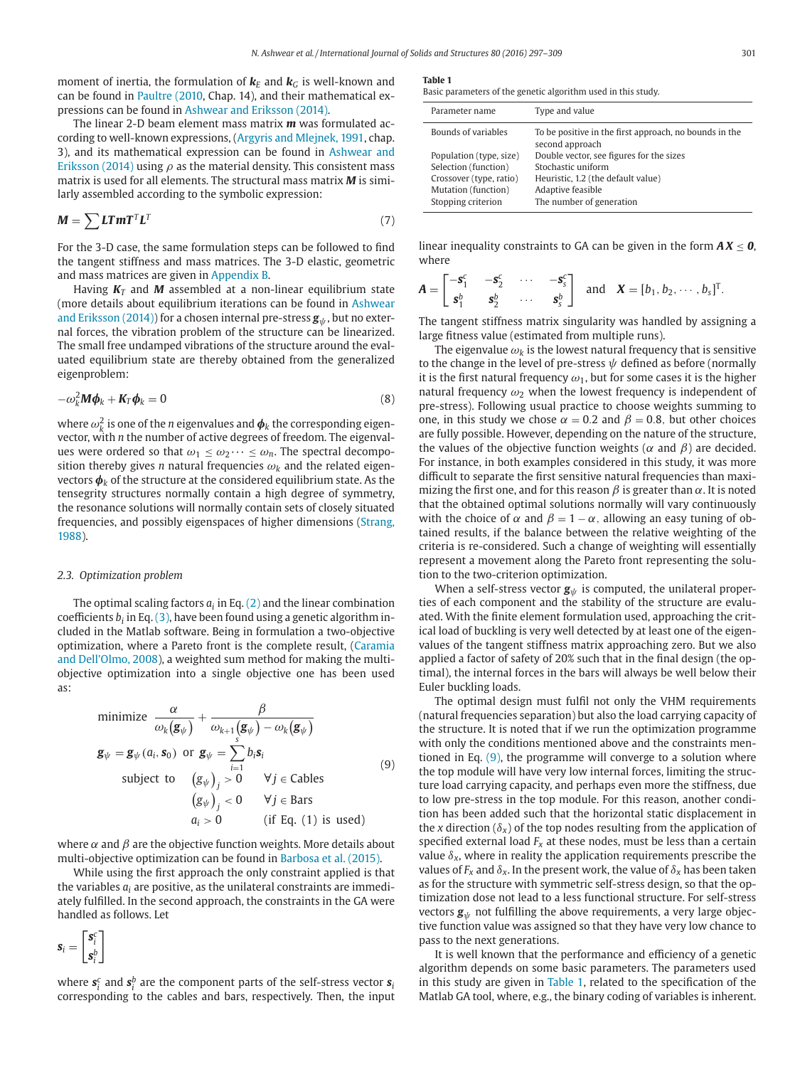moment of inertia, the formulation of $\boldsymbol{k}_E$ and $\boldsymbol{k}_G$ is well-known and can be found in Paultre (2010, Chap. 14), and their mathematical expressions can be found in Ashwear and Eriksson (2014).

The linear 2-D beam element mass matrix $\boldsymbol{m}$ was formulated according to well-known expressions, (Argyris and Mlejnek, 1991, chap. 3), and its mathematical expression can be found in Ashwear and Eriksson (2014) using $\rho$ as the material density. This consistent mass matrix is used for all elements. The structural mass matrix $\boldsymbol{M}$ is similarly assembled according to the symbolic expression:

$$\boldsymbol{M} = \sum \boldsymbol{L}\boldsymbol{T}\boldsymbol{m}\boldsymbol{T}^T\boldsymbol{L}^T \tag{7}$$

For the 3-D case, the same formulation steps can be followed to find the tangent stiffness and mass matrices. The 3-D elastic, geometric and mass matrices are given in Appendix B.

Having $\boldsymbol{K}_T$ and $\boldsymbol{M}$ assembled at a non-linear equilibrium state (more details about equilibrium iterations can be found in Ashwear and Eriksson (2014)) for a chosen internal pre-stress $\boldsymbol{g}_\psi$, but no external forces, the vibration problem of the structure can be linearized. The small free undamped vibrations of the structure around the evaluated equilibrium state are thereby obtained from the generalized eigenproblem:

$$-\omega_k^2\boldsymbol{M}\boldsymbol{\phi}_k + \boldsymbol{K}_T\boldsymbol{\phi}_k = 0 \tag{8}$$

where $\omega_k^2$ is one of the $n$ eigenvalues and $\boldsymbol{\phi}_k$ the corresponding eigenvector, with $n$ the number of active degrees of freedom. The eigenvalues were ordered so that $\omega_1 \le \omega_2 \cdots \le \omega_n$. The spectral decomposition thereby gives $n$ natural frequencies $\omega_k$ and the related eigenvectors $\boldsymbol{\phi}_k$ of the structure at the considered equilibrium state. As the tensegrity structures normally contain a high degree of symmetry, the resonance solutions will normally contain sets of closely situated frequencies, and possibly eigenspaces of higher dimensions (Strang, 1988).

### 2.3. Optimization problem

The optimal scaling factors $a_i$ in Eq. (2) and the linear combination coefficients $b_i$ in Eq. (3), have been found using a genetic algorithm included in the Matlab software. Being in formulation a two-objective optimization, where a Pareto front is the complete result, (Caramia and Dell'Olmo, 2008), a weighted sum method for making the multi-objective optimization into a single objective one has been used as:

$$\begin{aligned}
&\text{minimize } \frac{\alpha}{\omega_k(\boldsymbol{g}_\psi)} + \frac{\beta}{\omega_{k+1}(\boldsymbol{g}_\psi) - \omega_k(\boldsymbol{g}_\psi)} \\
&\boldsymbol{g}_\psi = \boldsymbol{g}_\psi(a_i, \boldsymbol{s}_0) \text{ or } \boldsymbol{g}_\psi = \sum_{i=1}^{s} b_i\boldsymbol{s}_i \\
&\text{subject to} \quad (\boldsymbol{g}_\psi)_j > 0 \qquad \forall j \in \text{Cables} \\
&\qquad\qquad\quad (\boldsymbol{g}_\psi)_j < 0 \qquad \forall j \in \text{Bars} \\
&\qquad\qquad\quad a_i > 0 \qquad \text{(if Eq. (1) is used)}
\end{aligned} \tag{9}$$

where $\alpha$ and $\beta$ are the objective function weights. More details about multi-objective optimization can be found in Barbosa et al. (2015).

While using the first approach the only constraint applied is that the variables $a_i$ are positive, as the unilateral constraints are immediately fulfilled. In the second approach, the constraints in the GA were handled as follows. Let

$$\boldsymbol{s}_i = \begin{bmatrix} \boldsymbol{s}_i^c \\ \boldsymbol{s}_i^b \end{bmatrix}$$

where $\boldsymbol{s}_i^c$ and $\boldsymbol{s}_i^b$ are the component parts of the self-stress vector $\boldsymbol{s}_i$ corresponding to the cables and bars, respectively. Then, the input linear inequality constraints to GA can be given in the form $\boldsymbol{A}\boldsymbol{X} \le \boldsymbol{0}$, where

$$\boldsymbol{A} = \begin{bmatrix} -\boldsymbol{s}_1^c & -\boldsymbol{s}_2^c & \cdots & -\boldsymbol{s}_s^c \\ \boldsymbol{s}_1^b & \boldsymbol{s}_2^b & \cdots & \boldsymbol{s}_s^b \end{bmatrix} \quad \text{and} \quad \boldsymbol{X} = [b_1, b_2, \cdots, b_s]^{\mathrm{T}}.$$

The tangent stiffness matrix singularity was handled by assigning a large fitness value (estimated from multiple runs).

The eigenvalue $\omega_k$ is the lowest natural frequency that is sensitive to the change in the level of pre-stress $\psi$ defined as before (normally it is the first natural frequency $\omega_1$, but for some cases it is the higher natural frequency $\omega_2$ when the lowest frequency is independent of pre-stress). Following usual practice to choose weights summing to one, in this study we chose $\alpha = 0.2$ and $\beta = 0.8$, but other choices are fully possible. However, depending on the nature of the structure, the values of the objective function weights ($\alpha$ and $\beta$) are decided. For instance, in both examples considered in this study, it was more difficult to separate the first sensitive natural frequencies than maximizing the first one, and for this reason $\beta$ is greater than $\alpha$. It is noted that the obtained optimal solutions normally will vary continuously with the choice of $\alpha$ and $\beta = 1 - \alpha$, allowing an easy tuning of obtained results, if the balance between the relative weighting of the criteria is re-considered. Such a change of weighting will essentially represent a movement along the Pareto front representing the solution to the two-criterion optimization.

When a self-stress vector $\boldsymbol{g}_\psi$ is computed, the unilateral properties of each component and the stability of the structure are evaluated. With the finite element formulation used, approaching the critical load of buckling is very well detected by at least one of the eigenvalues of the tangent stiffness matrix approaching zero. But we also applied a factor of safety of 20% such that in the final design (the optimal), the internal forces in the bars will always be well below their Euler buckling loads.

The optimal design must fulfil not only the VHM requirements (natural frequencies separation) but also the load carrying capacity of the structure. It is noted that if we run the optimization programme with only the conditions mentioned above and the constraints mentioned in Eq. (9), the programme will converge to a solution where the top module will have very low internal forces, limiting the structure load carrying capacity, and perhaps even more the stiffness, due to low pre-stress in the top module. For this reason, another condition has been added such that the horizontal static displacement in the $x$ direction ($\delta_x$) of the top nodes resulting from the application of specified external load $F_x$ at these nodes, must be less than a certain value $\delta_x$, where in reality the application requirements prescribe the values of $F_x$ and $\delta_x$. In the present work, the value of $\delta_x$ has been taken as for the structure with symmetric self-stress design, so that the optimization dose not lead to a less functional structure. For self-stress vectors $\boldsymbol{g}_\psi$ not fulfilling the above requirements, a very large objective function value was assigned so that they have very low chance to pass to the next generations.

It is well known that the performance and efficiency of a genetic algorithm depends on some basic parameters. The parameters used in this study are given in Table 1, related to the specification of the Matlab GA tool, where, e.g., the binary coding of variables is inherent.

**Table 1**
Basic parameters of the genetic algorithm used in this study.

| Parameter name | Type and value |
|---|---|
| Bounds of variables | To be positive in the first approach, no bounds in the second approach |
| Population (type, size) | Double vector, see figures for the sizes |
| Selection (function) | Stochastic uniform |
| Crossover (type, ratio) | Heuristic, 1.2 (the default value) |
| Mutation (function) | Adaptive feasible |
| Stopping criterion | The number of generation |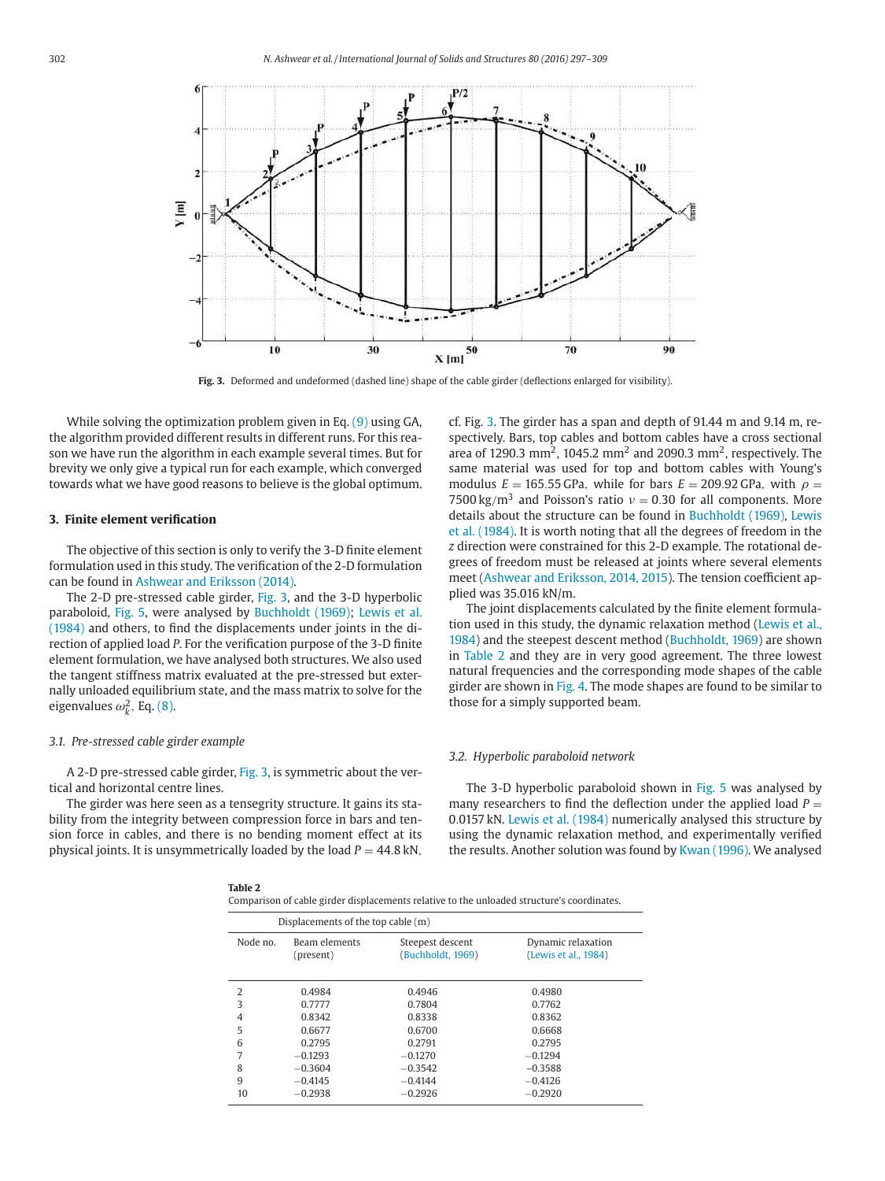Fig. 3. Deformed and undeformed (dashed line) shape of the cable girder (deflections enlarged for visibility).

While solving the optimization problem given in Eq. (9) using GA, the algorithm provided different results in different runs. For this reason we have run the algorithm in each example several times. But for brevity we only give a typical run for each example, which converged towards what we have good reasons to believe is the global optimum.

## 3. Finite element verification

The objective of this section is only to verify the 3-D finite element formulation used in this study. The verification of the 2-D formulation can be found in Ashwear and Eriksson (2014).

The 2-D pre-stressed cable girder, Fig. 3, and the 3-D hyperbolic paraboloid, Fig. 5, were analysed by Buchholdt (1969); Lewis et al. (1984) and others, to find the displacements under joints in the direction of applied load $P$. For the verification purpose of the 3-D finite element formulation, we have analysed both structures. We also used the tangent stiffness matrix evaluated at the pre-stressed but externally unloaded equilibrium state, and the mass matrix to solve for the eigenvalues $\omega_k^2$, Eq. (8).

### 3.1. Pre-stressed cable girder example

A 2-D pre-stressed cable girder, Fig. 3, is symmetric about the vertical and horizontal centre lines.

The girder was here seen as a tensegrity structure. It gains its stability from the integrity between compression force in bars and tension force in cables, and there is no bending moment effect at its physical joints. It is unsymmetrically loaded by the load $P = 44.8$ kN, cf. Fig. 3. The girder has a span and depth of 91.44 m and 9.14 m, respectively. Bars, top cables and bottom cables have a cross sectional area of 1290.3 mm$^2$, 1045.2 mm$^2$ and 2090.3 mm$^2$, respectively. The same material was used for top and bottom cables with Young's modulus $E = 165.55$ GPa, while for bars $E = 209.92$ GPa, with $\rho = 7500$ kg/m$^3$ and Poisson's ratio $\nu = 0.30$ for all components. More details about the structure can be found in Buchholdt (1969), Lewis et al. (1984). It is worth noting that all the degrees of freedom in the $z$ direction were constrained for this 2-D example. The rotational degrees of freedom must be released at joints where several elements meet (Ashwear and Eriksson, 2014, 2015). The tension coefficient applied was 35.016 kN/m.

The joint displacements calculated by the finite element formulation used in this study, the dynamic relaxation method (Lewis et al., 1984) and the steepest descent method (Buchholdt, 1969) are shown in Table 2 and they are in very good agreement. The three lowest natural frequencies and the corresponding mode shapes of the cable girder are shown in Fig. 4. The mode shapes are found to be similar to those for a simply supported beam.

### 3.2. Hyperbolic paraboloid network

The 3-D hyperbolic paraboloid shown in Fig. 5 was analysed by many researchers to find the deflection under the applied load $P = 0.0157$ kN. Lewis et al. (1984) numerically analysed this structure by using the dynamic relaxation method, and experimentally verified the results. Another solution was found by Kwan (1996). We analysed

**Table 2**
Comparison of cable girder displacements relative to the unloaded structure's coordinates.

| | Displacements of the top cable (m) | | |
|---|---|---|---|
| Node no. | Beam elements (present) | Steepest descent (Buchholdt, 1969) | Dynamic relaxation (Lewis et al., 1984) |
| 2 | 0.4984 | 0.4946 | 0.4980 |
| 3 | 0.7777 | 0.7804 | 0.7762 |
| 4 | 0.8342 | 0.8338 | 0.8362 |
| 5 | 0.6677 | 0.6700 | 0.6668 |
| 6 | 0.2795 | 0.2791 | 0.2795 |
| 7 | −0.1293 | −0.1270 | −0.1294 |
| 8 | −0.3604 | −0.3542 | −0.3588 |
| 9 | −0.4145 | −0.4144 | −0.4126 |
| 10 | −0.2938 | −0.2926 | −0.2920 |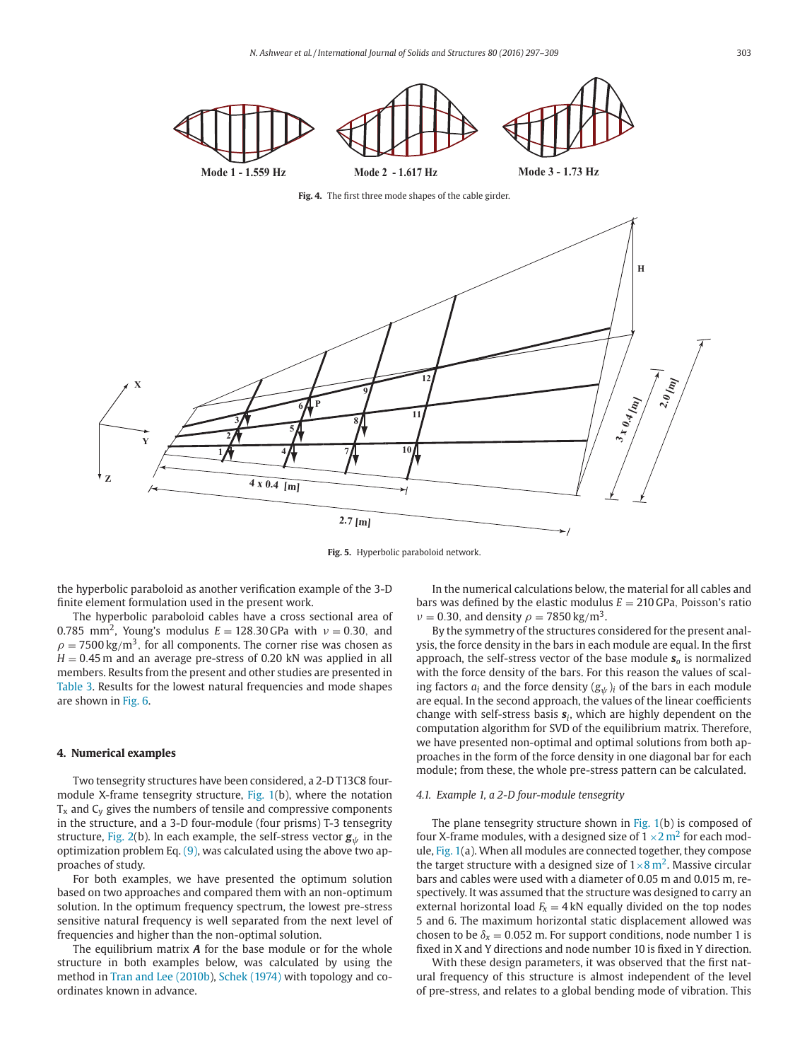Mode 1 - 1.559 Hz Mode 2 - 1.617 Hz Mode 3 - 1.73 Hz

**Fig. 4.** The first three mode shapes of the cable girder.

**Fig. 5.** Hyperbolic paraboloid network.

the hyperbolic paraboloid as another verification example of the 3-D finite element formulation used in the present work.

The hyperbolic paraboloid cables have a cross sectional area of 0.785 $\text{mm}^2$, Young's modulus $E = 128.30\,\text{GPa}$ with $\nu = 0.30$, and $\rho = 7500\,\text{kg/m}^3$, for all components. The corner rise was chosen as $H = 0.45\,\text{m}$ and an average pre-stress of 0.20 kN was applied in all members. Results from the present and other studies are presented in Table 3. Results for the lowest natural frequencies and mode shapes are shown in Fig. 6.

## 4. Numerical examples

Two tensegrity structures have been considered, a 2-D T13C8 four-module X-frame tensegrity structure, Fig. 1(b), where the notation $T_x$ and $C_y$ gives the numbers of tensile and compressive components in the structure, and a 3-D four-module (four prisms) T-3 tensegrity structure, Fig. 2(b). In each example, the self-stress vector $\boldsymbol{g}_\psi$ in the optimization problem Eq. (9), was calculated using the above two approaches of study.

For both examples, we have presented the optimum solution based on two approaches and compared them with an non-optimum solution. In the optimum frequency spectrum, the lowest pre-stress sensitive natural frequency is well separated from the next level of frequencies and higher than the non-optimal solution.

The equilibrium matrix $\boldsymbol{A}$ for the base module or for the whole structure in both examples below, was calculated by using the method in Tran and Lee (2010b), Schek (1974) with topology and coordinates known in advance.

In the numerical calculations below, the material for all cables and bars was defined by the elastic modulus $E = 210\,\text{GPa}$, Poisson's ratio $\nu = 0.30$, and density $\rho = 7850\,\text{kg/m}^3$.

By the symmetry of the structures considered for the present analysis, the force density in the bars in each module are equal. In the first approach, the self-stress vector of the base module $\boldsymbol{s}_o$ is normalized with the force density of the bars. For this reason the values of scaling factors $a_i$ and the force density $(g_\psi)_i$ of the bars in each module are equal. In the second approach, the values of the linear coefficients change with self-stress basis $\boldsymbol{s}_i$, which are highly dependent on the computation algorithm for SVD of the equilibrium matrix. Therefore, we have presented non-optimal and optimal solutions from both approaches in the form of the force density in one diagonal bar for each module; from these, the whole pre-stress pattern can be calculated.

### 4.1. Example 1, a 2-D four-module tensegrity

The plane tensegrity structure shown in Fig. 1(b) is composed of four X-frame modules, with a designed size of $1 \times 2\,\text{m}^2$ for each module, Fig. 1(a). When all modules are connected together, they compose the target structure with a designed size of $1 \times 8\,\text{m}^2$. Massive circular bars and cables were used with a diameter of 0.05 m and 0.015 m, respectively. It was assumed that the structure was designed to carry an external horizontal load $F_x = 4\,\text{kN}$ equally divided on the top nodes 5 and 6. The maximum horizontal static displacement allowed was chosen to be $\delta_x = 0.052$ m. For support conditions, node number 1 is fixed in X and Y directions and node number 10 is fixed in Y direction.

With these design parameters, it was observed that the first natural frequency of this structure is almost independent of the level of pre-stress, and relates to a global bending mode of vibration. This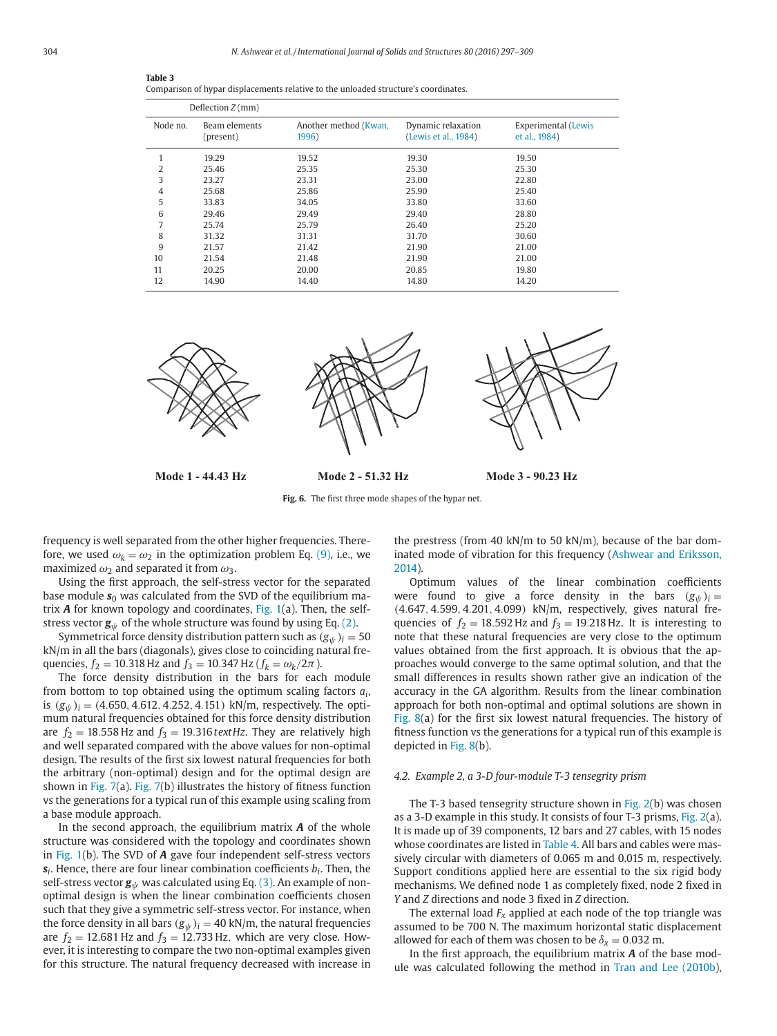**Table 3**
Comparison of hypar displacements relative to the unloaded structure's coordinates.

| | Deflection $Z$ (mm) | | | |
|---|---|---|---|---|
| Node no. | Beam elements (present) | Another method (Kwan, 1996) | Dynamic relaxation (Lewis et al., 1984) | Experimental (Lewis et al., 1984) |
| 1 | 19.29 | 19.52 | 19.30 | 19.50 |
| 2 | 25.46 | 25.35 | 25.30 | 25.30 |
| 3 | 23.27 | 23.31 | 23.00 | 22.80 |
| 4 | 25.68 | 25.86 | 25.90 | 25.40 |
| 5 | 33.83 | 34.05 | 33.80 | 33.60 |
| 6 | 29.46 | 29.49 | 29.40 | 28.80 |
| 7 | 25.74 | 25.79 | 26.40 | 25.20 |
| 8 | 31.32 | 31.31 | 31.70 | 30.60 |
| 9 | 21.57 | 21.42 | 21.90 | 21.00 |
| 10 | 21.54 | 21.48 | 21.90 | 21.00 |
| 11 | 20.25 | 20.00 | 20.85 | 19.80 |
| 12 | 14.90 | 14.40 | 14.80 | 14.20 |

**Mode 1 - 44.43 Hz** **Mode 2 - 51.32 Hz** **Mode 3 - 90.23 Hz**

**Fig. 6.** The first three mode shapes of the hypar net.

frequency is well separated from the other higher frequencies. Therefore, we used $\omega_k = \omega_2$ in the optimization problem Eq. (9), i.e., we maximized $\omega_2$ and separated it from $\omega_3$.

Using the first approach, the self-stress vector for the separated base module $\boldsymbol{s}_0$ was calculated from the SVD of the equilibrium matrix $\boldsymbol{A}$ for known topology and coordinates, Fig. 1(a). Then, the self-stress vector $\boldsymbol{g}_\psi$ of the whole structure was found by using Eq. (2).

Symmetrical force density distribution pattern such as $(g_\psi)_i = 50$ kN/m in all the bars (diagonals), gives close to coinciding natural frequencies, $f_2 = 10.318$ Hz and $f_3 = 10.347$ Hz ($f_k = \omega_k/2\pi$).

The force density distribution in the bars for each module from bottom to top obtained using the optimum scaling factors $a_i$, is $(g_\psi)_i = (4.650, 4.612, 4.252, 4.151)$ kN/m, respectively. The optimum natural frequencies obtained for this force density distribution are $f_2 = 18.558$ Hz and $f_3 = 19.316\,textHz$. They are relatively high and well separated compared with the above values for non-optimal design. The results of the first six lowest natural frequencies for both the arbitrary (non-optimal) design and for the optimal design are shown in Fig. 7(a). Fig. 7(b) illustrates the history of fitness function vs the generations for a typical run of this example using scaling from a base module approach.

In the second approach, the equilibrium matrix $\boldsymbol{A}$ of the whole structure was considered with the topology and coordinates shown in Fig. 1(b). The SVD of $\boldsymbol{A}$ gave four independent self-stress vectors $\boldsymbol{s}_i$. Hence, there are four linear combination coefficients $b_i$. Then, the self-stress vector $\boldsymbol{g}_\psi$ was calculated using Eq. (3). An example of non-optimal design is when the linear combination coefficients chosen such that they give a symmetric self-stress vector. For instance, when the force density in all bars $(g_\psi)_i = 40$ kN/m, the natural frequencies are $f_2 = 12.681$ Hz and $f_3 = 12.733$ Hz, which are very close. However, it is interesting to compare the two non-optimal examples given for this structure. The natural frequency decreased with increase in the prestress (from 40 kN/m to 50 kN/m), because of the bar dominated mode of vibration for this frequency (Ashwear and Eriksson, 2014).

Optimum values of the linear combination coefficients were found to give a force density in the bars $(g_\psi)_i = (4.647, 4.599, 4.201, 4.099)$ kN/m, respectively, gives natural frequencies of $f_2 = 18.592$ Hz and $f_3 = 19.218$ Hz. It is interesting to note that these natural frequencies are very close to the optimum values obtained from the first approach. It is obvious that the approaches would converge to the same optimal solution, and that the small differences in results shown rather give an indication of the accuracy in the GA algorithm. Results from the linear combination approach for both non-optimal and optimal solutions are shown in Fig. 8(a) for the first six lowest natural frequencies. The history of fitness function vs the generations for a typical run of this example is depicted in Fig. 8(b).

### 4.2. Example 2, a 3-D four-module T-3 tensegrity prism

The T-3 based tensegrity structure shown in Fig. 2(b) was chosen as a 3-D example in this study. It consists of four T-3 prisms, Fig. 2(a). It is made up of 39 components, 12 bars and 27 cables, with 15 nodes whose coordinates are listed in Table 4. All bars and cables were massively circular with diameters of 0.065 m and 0.015 m, respectively. Support conditions applied here are essential to the six rigid body mechanisms. We defined node 1 as completely fixed, node 2 fixed in $Y$ and $Z$ directions and node 3 fixed in $Z$ direction.

The external load $F_x$ applied at each node of the top triangle was assumed to be 700 N. The maximum horizontal static displacement allowed for each of them was chosen to be $\delta_x = 0.032$ m.

In the first approach, the equilibrium matrix $\boldsymbol{A}$ of the base module was calculated following the method in Tran and Lee (2010b),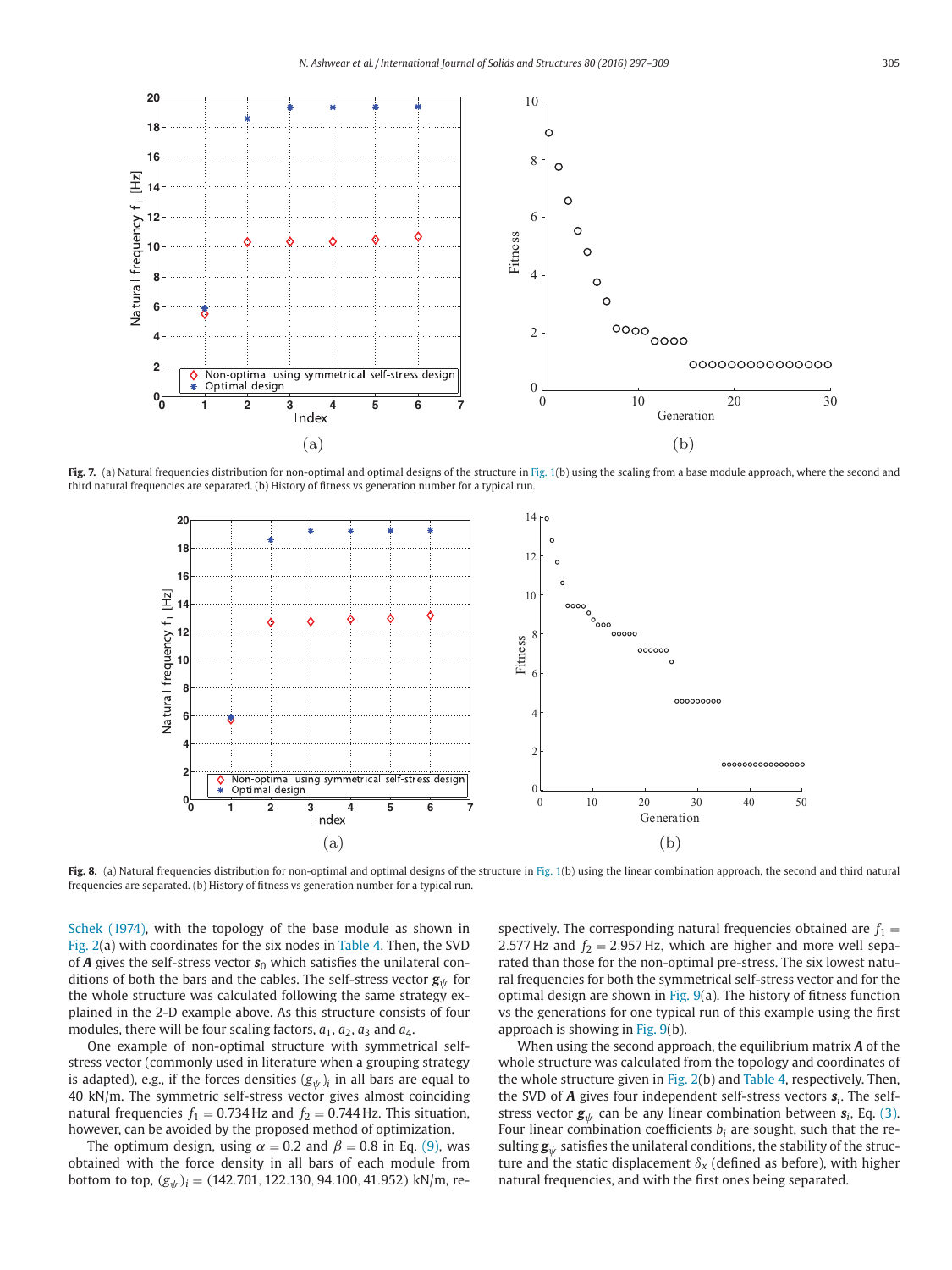**Fig. 7.** (a) Natural frequencies distribution for non-optimal and optimal designs of the structure in Fig. 1(b) using the scaling from a base module approach, where the second and third natural frequencies are separated. (b) History of fitness vs generation number for a typical run.

**Fig. 8.** (a) Natural frequencies distribution for non-optimal and optimal designs of the structure in Fig. 1(b) using the linear combination approach, the second and third natural frequencies are separated. (b) History of fitness vs generation number for a typical run.

Schek (1974), with the topology of the base module as shown in Fig. 2(a) with coordinates for the six nodes in Table 4. Then, the SVD of $\boldsymbol{A}$ gives the self-stress vector $\boldsymbol{s}_0$ which satisfies the unilateral conditions of both the bars and the cables. The self-stress vector $\boldsymbol{g}_\psi$ for the whole structure was calculated following the same strategy explained in the 2-D example above. As this structure consists of four modules, there will be four scaling factors, $a_1$, $a_2$, $a_3$ and $a_4$.

One example of non-optimal structure with symmetrical self-stress vector (commonly used in literature when a grouping strategy is adapted), e.g., if the forces densities $(g_\psi)_i$ in all bars are equal to 40 kN/m. The symmetric self-stress vector gives almost coinciding natural frequencies $f_1 = 0.734$ Hz and $f_2 = 0.744$ Hz. This situation, however, can be avoided by the proposed method of optimization.

The optimum design, using $\alpha = 0.2$ and $\beta = 0.8$ in Eq. (9), was obtained with the force density in all bars of each module from bottom to top, $(g_\psi)_i = (142.701, 122.130, 94.100, 41.952)$ kN/m, respectively. The corresponding natural frequencies obtained are $f_1 = 2.577$ Hz and $f_2 = 2.957$ Hz, which are higher and more well separated than those for the non-optimal pre-stress. The six lowest natural frequencies for both the symmetrical self-stress vector and for the optimal design are shown in Fig. 9(a). The history of fitness function vs the generations for one typical run of this example using the first approach is showing in Fig. 9(b).

When using the second approach, the equilibrium matrix $\boldsymbol{A}$ of the whole structure was calculated from the topology and coordinates of the whole structure given in Fig. 2(b) and Table 4, respectively. Then, the SVD of $\boldsymbol{A}$ gives four independent self-stress vectors $\boldsymbol{s}_i$. The self-stress vector $\boldsymbol{g}_\psi$ can be any linear combination between $\boldsymbol{s}_i$, Eq. (3). Four linear combination coefficients $b_i$ are sought, such that the resulting $\boldsymbol{g}_\psi$ satisfies the unilateral conditions, the stability of the structure and the static displacement $\delta_x$ (defined as before), with higher natural frequencies, and with the first ones being separated.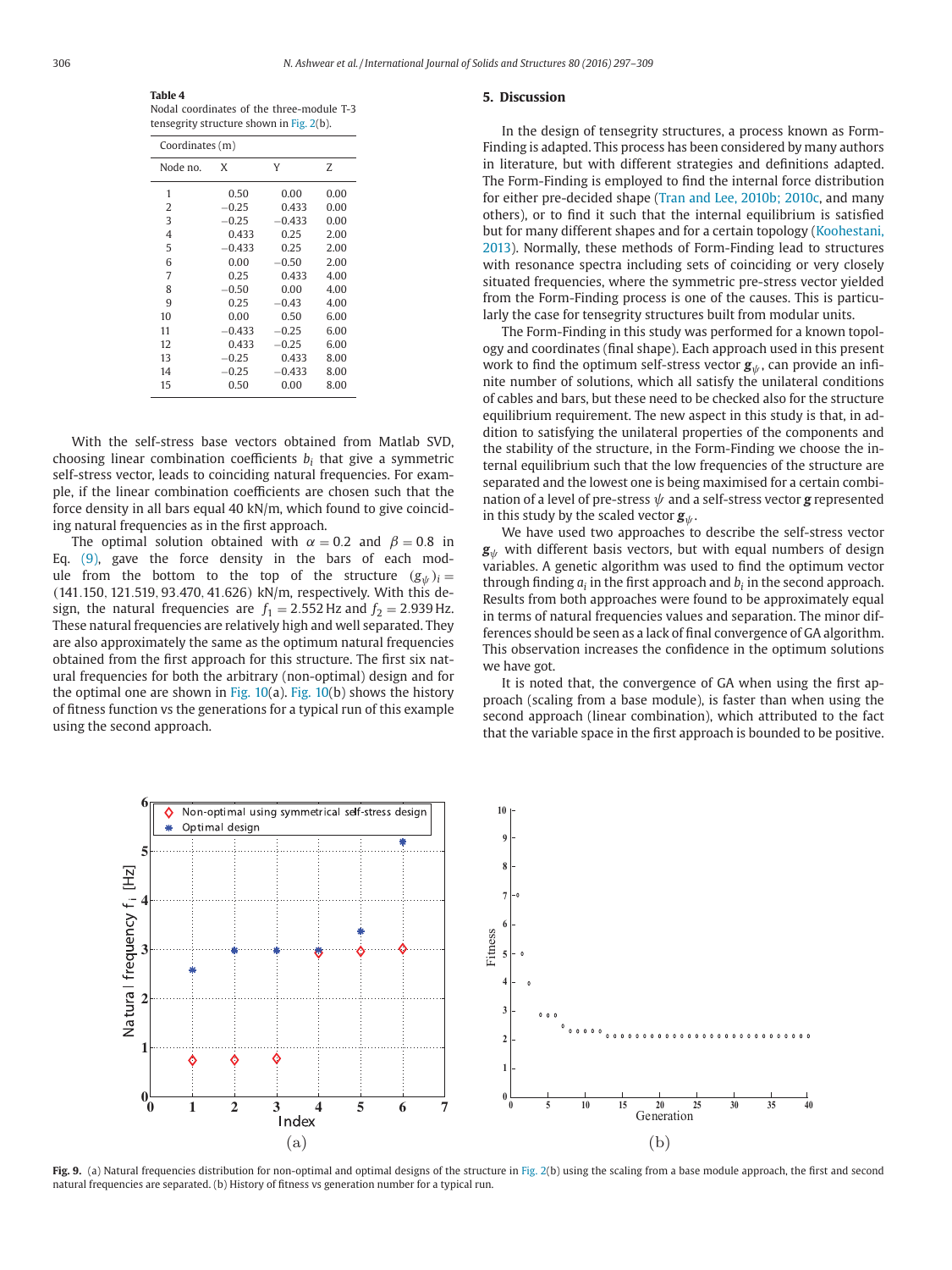**Table 4**
Nodal coordinates of the three-module T-3 tensegrity structure shown in Fig. 2(b).

| Node no. | X | Y | Z |
|---|---|---|---|
| | Coordinates (m) | | |
| 1 | 0.50 | 0.00 | 0.00 |
| 2 | −0.25 | 0.433 | 0.00 |
| 3 | −0.25 | −0.433 | 0.00 |
| 4 | 0.433 | 0.25 | 2.00 |
| 5 | −0.433 | 0.25 | 2.00 |
| 6 | 0.00 | −0.50 | 2.00 |
| 7 | 0.25 | 0.433 | 4.00 |
| 8 | −0.50 | 0.00 | 4.00 |
| 9 | 0.25 | −0.43 | 4.00 |
| 10 | 0.00 | 0.50 | 6.00 |
| 11 | −0.433 | −0.25 | 6.00 |
| 12 | 0.433 | −0.25 | 6.00 |
| 13 | −0.25 | 0.433 | 8.00 |
| 14 | −0.25 | −0.433 | 8.00 |
| 15 | 0.50 | 0.00 | 8.00 |

With the self-stress base vectors obtained from Matlab SVD, choosing linear combination coefficients $b_i$ that give a symmetric self-stress vector, leads to coinciding natural frequencies. For example, if the linear combination coefficients are chosen such that the force density in all bars equal 40 kN/m, which found to give coinciding natural frequencies as in the first approach.

The optimal solution obtained with $\alpha = 0.2$ and $\beta = 0.8$ in Eq. (9), gave the force density in the bars of each module from the bottom to the top of the structure $(g_\psi)_i = (141.150, 121.519, 93.470, 41.626)$ kN/m, respectively. With this design, the natural frequencies are $f_1 = 2.552$ Hz and $f_2 = 2.939$ Hz. These natural frequencies are relatively high and well separated. They are also approximately the same as the optimum natural frequencies obtained from the first approach for this structure. The first six natural frequencies for both the arbitrary (non-optimal) design and for the optimal one are shown in Fig. 10(a). Fig. 10(b) shows the history of fitness function vs the generations for a typical run of this example using the second approach.

## 5. Discussion

In the design of tensegrity structures, a process known as Form-Finding is adapted. This process has been considered by many authors in literature, but with different strategies and definitions adapted. The Form-Finding is employed to find the internal force distribution for either pre-decided shape (Tran and Lee, 2010b; 2010c, and many others), or to find it such that the internal equilibrium is satisfied but for many different shapes and for a certain topology (Koohestani, 2013). Normally, these methods of Form-Finding lead to structures with resonance spectra including sets of coinciding or very closely situated frequencies, where the symmetric pre-stress vector yielded from the Form-Finding process is one of the causes. This is particularly the case for tensegrity structures built from modular units.

The Form-Finding in this study was performed for a known topology and coordinates (final shape). Each approach used in this present work to find the optimum self-stress vector $\boldsymbol{g}_\psi$, can provide an infinite number of solutions, which all satisfy the unilateral conditions of cables and bars, but these need to be checked also for the structure equilibrium requirement. The new aspect in this study is that, in addition to satisfying the unilateral properties of the components and the stability of the structure, in the Form-Finding we choose the internal equilibrium such that the low frequencies of the structure are separated and the lowest one is being maximised for a certain combination of a level of pre-stress $\psi$ and a self-stress vector $\boldsymbol{g}$ represented in this study by the scaled vector $\boldsymbol{g}_\psi$.

We have used two approaches to describe the self-stress vector $\boldsymbol{g}_\psi$ with different basis vectors, but with equal numbers of design variables. A genetic algorithm was used to find the optimum vector through finding $a_i$ in the first approach and $b_i$ in the second approach. Results from both approaches were found to be approximately equal in terms of natural frequencies values and separation. The minor differences should be seen as a lack of final convergence of GA algorithm. This observation increases the confidence in the optimum solutions we have got.

It is noted that, the convergence of GA when using the first approach (scaling from a base module), is faster than when using the second approach (linear combination), which attributed to the fact that the variable space in the first approach is bounded to be positive.

**Fig. 9.** (a) Natural frequencies distribution for non-optimal and optimal designs of the structure in Fig. 2(b) using the scaling from a base module approach, the first and second natural frequencies are separated. (b) History of fitness vs generation number for a typical run.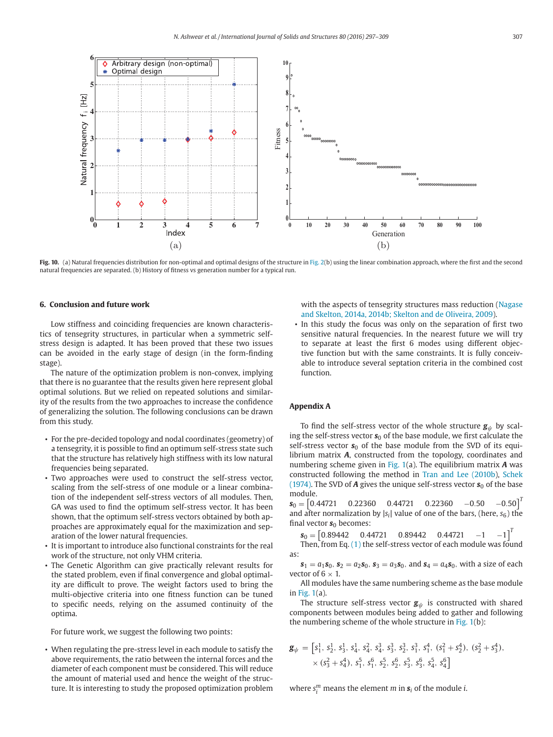Fig. 10. (a) Natural frequencies distribution for non-optimal and optimal designs of the structure in Fig. 2(b) using the linear combination approach, where the first and the second natural frequencies are separated. (b) History of fitness vs generation number for a typical run.

## 6. Conclusion and future work

Low stiffness and coinciding frequencies are known characteristics of tensegrity structures, in particular when a symmetric self-stress design is adapted. It has been proved that these two issues can be avoided in the early stage of design (in the form-finding stage).

The nature of the optimization problem is non-convex, implying that there is no guarantee that the results given here represent global optimal solutions. But we relied on repeated solutions and similarity of the results from the two approaches to increase the confidence of generalizing the solution. The following conclusions can be drawn from this study.

- For the pre-decided topology and nodal coordinates (geometry) of a tensegrity, it is possible to find an optimum self-stress state such that the structure has relatively high stiffness with its low natural frequencies being separated.
- Two approaches were used to construct the self-stress vector, scaling from the self-stress of one module or a linear combination of the independent self-stress vectors of all modules. Then, GA was used to find the optimum self-stress vector. It has been shown, that the optimum self-stress vectors obtained by both approaches are approximately equal for the maximization and separation of the lower natural frequencies.
- It is important to introduce also functional constraints for the real work of the structure, not only VHM criteria.
- The Genetic Algorithm can give practically relevant results for the stated problem, even if final convergence and global optimality are difficult to prove. The weight factors used to bring the multi-objective criteria into one fitness function can be tuned to specific needs, relying on the assumed continuity of the optima.

For future work, we suggest the following two points:

- When regulating the pre-stress level in each module to satisfy the above requirements, the ratio between the internal forces and the diameter of each component must be considered. This will reduce the amount of material used and hence the weight of the structure. It is interesting to study the proposed optimization problem with the aspects of tensegrity structures mass reduction (Nagase and Skelton, 2014a, 2014b; Skelton and de Oliveira, 2009).
- In this study the focus was only on the separation of first two sensitive natural frequencies. In the nearest future we will try to separate at least the first 6 modes using different objective function but with the same constraints. It is fully conceivable to introduce several septation criteria in the combined cost function.

## Appendix A

To find the self-stress vector of the whole structure $\boldsymbol{g}_{\psi}$ by scaling the self-stress vector $\boldsymbol{s}_0$ of the base module, we first calculate the self-stress vector $\boldsymbol{s}_0$ of the base module from the SVD of its equilibrium matrix $\boldsymbol{A}$, constructed from the topology, coordinates and numbering scheme given in Fig. 1(a). The equilibrium matrix $\boldsymbol{A}$ was constructed following the method in Tran and Lee (2010b), Schek (1974). The SVD of $\boldsymbol{A}$ gives the unique self-stress vector $\boldsymbol{s}_0$ of the base module.

$\boldsymbol{s}_0 = \begin{bmatrix}0.44721 & 0.22360 & 0.44721 & 0.22360 & -0.50 & -0.50\end{bmatrix}^T$
and after normalization by $|s_i|$ value of one of the bars, (here, $s_6$) the final vector $\boldsymbol{s}_0$ becomes:

$\boldsymbol{s}_0 = \begin{bmatrix}0.89442 & 0.44721 & 0.89442 & 0.44721 & -1 & -1\end{bmatrix}^T$
Then, from Eq. (1) the self-stress vector of each module was found as:

$\boldsymbol{s}_1 = a_1\boldsymbol{s}_0$, $\boldsymbol{s}_2 = a_2\boldsymbol{s}_0$, $\boldsymbol{s}_3 = a_3\boldsymbol{s}_0$, and $\boldsymbol{s}_4 = a_4\boldsymbol{s}_0$, with a size of each vector of $6 \times 1$.

All modules have the same numbering scheme as the base module in Fig. 1(a).

The structure self-stress vector $\boldsymbol{g}_{\psi}$ is constructed with shared components between modules being added to gather and following the numbering scheme of the whole structure in Fig. 1(b):

$$\boldsymbol{g}_{\psi} = \left[s_1^1,\ s_2^1,\ s_3^1,\ s_4^1,\ s_4^2,\ s_4^3,\ s_3^3,\ s_2^3,\ s_1^3,\ s_1^4,\ (s_1^2+s_2^4),\ (s_2^2+s_3^4),\right.$$
$$\left.\times\,(s_3^2+s_4^4),\ s_1^5,\ s_1^6,\ s_2^5,\ s_2^6,\ s_3^5,\ s_3^6,\ s_4^5,\ s_4^6\right]$$

where $s_i^m$ means the element $m$ in $\boldsymbol{s}_i$ of the module $i$.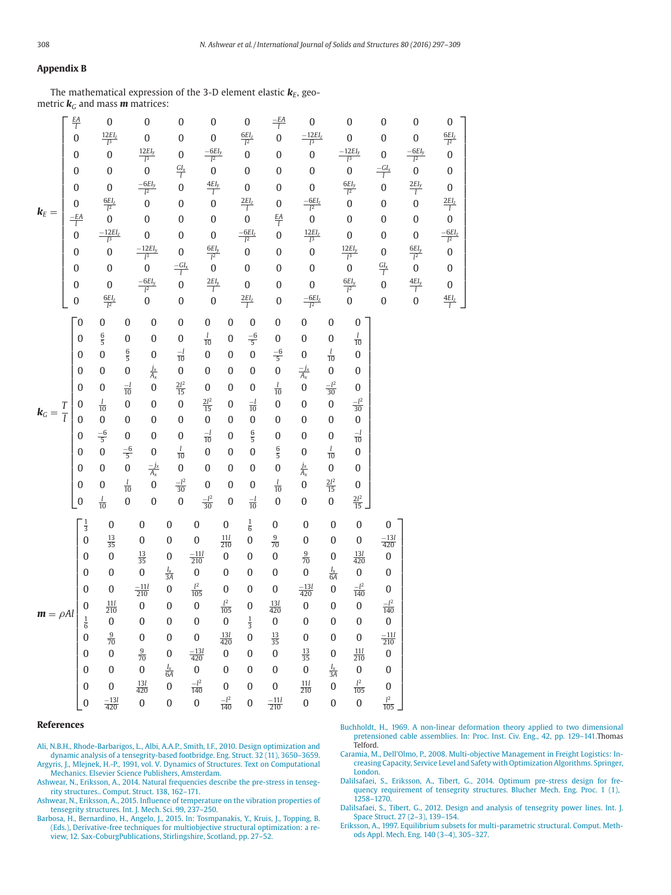## Appendix B

The mathematical expression of the 3-D element elastic $\boldsymbol{k}_E$, geometric $\boldsymbol{k}_G$ and mass $\boldsymbol{m}$ matrices:

$$
\boldsymbol{k}_E = \begin{bmatrix}
\frac{EA}{l} & 0 & 0 & 0 & 0 & 0 & \frac{-EA}{l} & 0 & 0 & 0 & 0 & 0 \\
0 & \frac{12EI_z}{l^3} & 0 & 0 & 0 & \frac{6EI_z}{l^2} & 0 & \frac{-12EI_z}{l^3} & 0 & 0 & 0 & \frac{6EI_z}{l^2} \\
0 & 0 & \frac{12EI_y}{l^3} & 0 & \frac{-6EI_y}{l^2} & 0 & 0 & 0 & \frac{-12EI_y}{l^3} & 0 & \frac{-6EI_y}{l^2} & 0 \\
0 & 0 & 0 & \frac{GI_x}{l} & 0 & 0 & 0 & 0 & 0 & \frac{-GI_x}{l} & 0 & 0 \\
0 & 0 & \frac{-6EI_y}{l^2} & 0 & \frac{4EI_y}{l} & 0 & 0 & 0 & \frac{6EI_y}{l^2} & 0 & \frac{2EI_y}{l} & 0 \\
0 & \frac{6EI_z}{l^2} & 0 & 0 & 0 & \frac{2EI_z}{l} & 0 & \frac{-6EI_z}{l^2} & 0 & 0 & 0 & \frac{2EI_z}{l} \\
\frac{-EA}{l} & 0 & 0 & 0 & 0 & 0 & \frac{EA}{l} & 0 & 0 & 0 & 0 & 0 \\
0 & \frac{-12EI_z}{l^3} & 0 & 0 & 0 & \frac{-6EI_z}{l^2} & 0 & \frac{12EI_z}{l^3} & 0 & 0 & 0 & \frac{-6EI_z}{l^2} \\
0 & 0 & \frac{-12EI_y}{l^3} & 0 & \frac{6EI_y}{l^2} & 0 & 0 & 0 & \frac{12EI_y}{l^3} & 0 & \frac{6EI_y}{l^2} & 0 \\
0 & 0 & 0 & \frac{-GI_x}{l} & 0 & 0 & 0 & 0 & 0 & \frac{GI_x}{l} & 0 & 0 \\
0 & 0 & \frac{-6EI_y}{l^2} & 0 & \frac{2EI_y}{l} & 0 & 0 & 0 & \frac{6EI_y}{l^2} & 0 & \frac{4EI_y}{l} & 0 \\
0 & \frac{6EI_z}{l^2} & 0 & 0 & 0 & \frac{2EI_z}{l} & 0 & \frac{-6EI_z}{l^2} & 0 & 0 & 0 & \frac{4EI_z}{l}
\end{bmatrix}
$$

$$
\boldsymbol{k}_G = \frac{T}{l}\begin{bmatrix}
0 & 0 & 0 & 0 & 0 & 0 & 0 & 0 & 0 & 0 & 0 & 0 \\
0 & \frac{6}{5} & 0 & 0 & 0 & \frac{l}{10} & 0 & \frac{-6}{5} & 0 & 0 & 0 & \frac{l}{10} \\
0 & 0 & \frac{6}{5} & 0 & \frac{-l}{10} & 0 & 0 & 0 & \frac{-6}{5} & 0 & \frac{l}{10} & 0 \\
0 & 0 & 0 & \frac{j_x}{A_x} & 0 & 0 & 0 & 0 & 0 & \frac{-j_x}{A_x} & 0 & 0 \\
0 & 0 & \frac{-l}{10} & 0 & \frac{2l^2}{15} & 0 & 0 & 0 & \frac{l}{10} & 0 & \frac{-l^2}{30} & 0 \\
0 & \frac{l}{10} & 0 & 0 & 0 & \frac{2l^2}{15} & 0 & \frac{-l}{10} & 0 & 0 & 0 & \frac{-l^2}{30} \\
0 & 0 & 0 & 0 & 0 & 0 & 0 & 0 & 0 & 0 & 0 & 0 \\
0 & \frac{-6}{5} & 0 & 0 & 0 & \frac{-l}{10} & 0 & \frac{6}{5} & 0 & 0 & 0 & \frac{-l}{10} \\
0 & 0 & \frac{-6}{5} & 0 & \frac{l}{10} & 0 & 0 & 0 & \frac{6}{5} & 0 & \frac{l}{10} & 0 \\
0 & 0 & 0 & \frac{-j_x}{A_x} & 0 & 0 & 0 & 0 & 0 & \frac{j_x}{A_x} & 0 & 0 \\
0 & 0 & \frac{l}{10} & 0 & \frac{-l^2}{30} & 0 & 0 & 0 & \frac{l}{10} & 0 & \frac{2l^2}{15} & 0 \\
0 & \frac{l}{10} & 0 & 0 & 0 & \frac{-l^2}{30} & 0 & \frac{-l}{10} & 0 & 0 & 0 & \frac{2l^2}{15}
\end{bmatrix}
$$

$$
\boldsymbol{m} = \rho A l\begin{bmatrix}
\frac{1}{3} & 0 & 0 & 0 & 0 & 0 & \frac{1}{6} & 0 & 0 & 0 & 0 & 0 \\
0 & \frac{13}{35} & 0 & 0 & 0 & \frac{11l}{210} & 0 & \frac{9}{70} & 0 & 0 & 0 & \frac{-13l}{420} \\
0 & 0 & \frac{13}{35} & 0 & \frac{-11l}{210} & 0 & 0 & 0 & \frac{9}{70} & 0 & \frac{13l}{420} & 0 \\
0 & 0 & 0 & \frac{I_x}{3A} & 0 & 0 & 0 & 0 & 0 & \frac{I_x}{6A} & 0 & 0 \\
0 & 0 & \frac{-11l}{210} & 0 & \frac{l^2}{105} & 0 & 0 & 0 & \frac{-13l}{420} & 0 & \frac{-l^2}{140} & 0 \\
0 & \frac{11l}{210} & 0 & 0 & 0 & \frac{l^2}{105} & 0 & \frac{13l}{420} & 0 & 0 & 0 & \frac{-l^2}{140} \\
\frac{1}{6} & 0 & 0 & 0 & 0 & 0 & \frac{1}{3} & 0 & 0 & 0 & 0 & 0 \\
0 & \frac{9}{70} & 0 & 0 & 0 & \frac{13l}{420} & 0 & \frac{13}{35} & 0 & 0 & 0 & \frac{-11l}{210} \\
0 & 0 & \frac{9}{70} & 0 & \frac{-13l}{420} & 0 & 0 & 0 & \frac{13}{35} & 0 & \frac{11l}{210} & 0 \\
0 & 0 & 0 & \frac{I_x}{6A} & 0 & 0 & 0 & 0 & 0 & \frac{I_x}{3A} & 0 & 0 \\
0 & 0 & \frac{13l}{420} & 0 & \frac{-l^2}{140} & 0 & 0 & 0 & \frac{11l}{210} & 0 & \frac{l^2}{105} & 0 \\
0 & \frac{-13l}{420} & 0 & 0 & 0 & \frac{-l^2}{140} & 0 & \frac{-11l}{210} & 0 & 0 & 0 & \frac{l^2}{105}
\end{bmatrix}
$$

## References

Ali, N.B.H., Rhode-Barbarigos, L., Albi, A.A.P., Smith, I.F., 2010. Design optimization and dynamic analysis of a tensegrity-based footbridge. Eng. Struct. 32 (11), 3650–3659.

Argyris, J., Mlejnek, H.-P., 1991, vol. V. Dynamics of Structures. Text on Computational Mechanics. Elsevier Science Publishers, Amsterdam.

Ashwear, N., Eriksson, A., 2014. Natural frequencies describe the pre-stress in tensegrity structures.. Comput. Struct. 138, 162–171.

Ashwear, N., Eriksson, A., 2015. Influence of temperature on the vibration properties of tensegrity structures. Int. J. Mech. Sci. 99, 237–250.

Barbosa, H., Bernardino, H., Angelo, J., 2015. In: Tosmpanakis, Y., Kruis, J., Topping, B. (Eds.), Derivative-free techniques for multiobjective structural optimization: a review, 12. Sax-CoburgPublications, Stirlingshire, Scotland, pp. 27–52.

Buchholdt, H., 1969. A non-linear deformation theory applied to two dimensional pretensioned cable assemblies. In: Proc. Inst. Civ. Eng., 42, pp. 129–141.Thomas Telford.

Caramia, M., Dell'Olmo, P., 2008. Multi-objective Management in Freight Logistics: Increasing Capacity, Service Level and Safety with Optimization Algorithms. Springer, London.

Dalilsafaei, S., Eriksson, A., Tibert, G., 2014. Optimum pre-stress design for frequency requirement of tensegrity structures. Blucher Mech. Eng. Proc. 1 (1), 1258–1270.

Dalilsafaei, S., Tibert, G., 2012. Design and analysis of tensegrity power lines. Int. J. Space Struct. 27 (2–3), 139–154.

Eriksson, A., 1997. Equilibrium subsets for multi-parametric structural. Comput. Methods Appl. Mech. Eng. 140 (3–4), 305–327.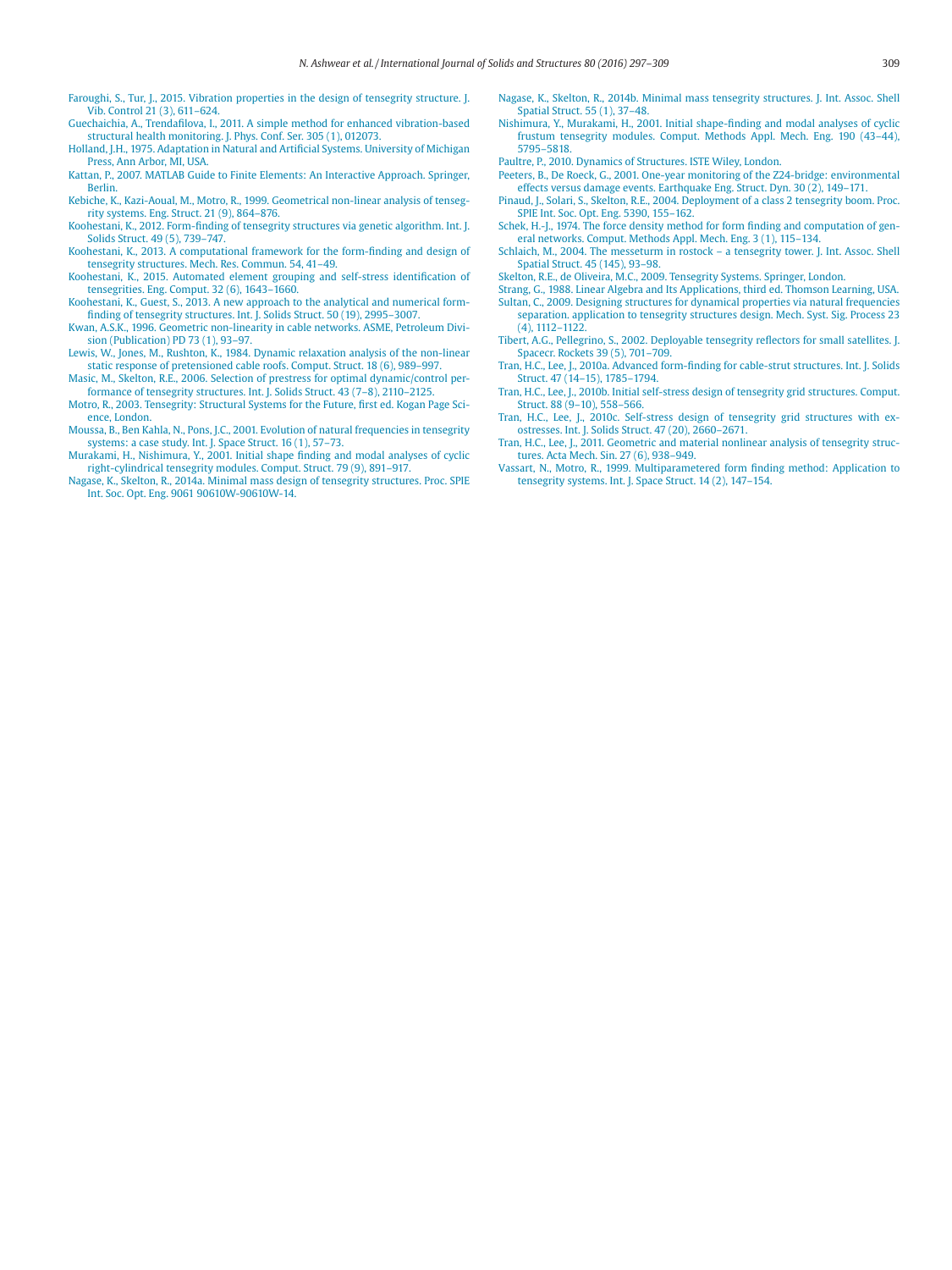Faroughi, S., Tur, J., 2015. Vibration properties in the design of tensegrity structure. J. Vib. Control 21 (3), 611–624.

Guechaichia, A., Trendafilova, I., 2011. A simple method for enhanced vibration-based structural health monitoring. J. Phys. Conf. Ser. 305 (1), 012073.

Holland, J.H., 1975. Adaptation in Natural and Artificial Systems. University of Michigan Press, Ann Arbor, MI, USA.

Kattan, P., 2007. MATLAB Guide to Finite Elements: An Interactive Approach. Springer, Berlin.

Kebiche, K., Kazi-Aoual, M., Motro, R., 1999. Geometrical non-linear analysis of tensegrity systems. Eng. Struct. 21 (9), 864–876.

Koohestani, K., 2012. Form-finding of tensegrity structures via genetic algorithm. Int. J. Solids Struct. 49 (5), 739–747.

Koohestani, K., 2013. A computational framework for the form-finding and design of tensegrity structures. Mech. Res. Commun. 54, 41–49.

Koohestani, K., 2015. Automated element grouping and self-stress identification of tensegrities. Eng. Comput. 32 (6), 1643–1660.

Koohestani, K., Guest, S., 2013. A new approach to the analytical and numerical form-finding of tensegrity structures. Int. J. Solids Struct. 50 (19), 2995–3007.

Kwan, A.S.K., 1996. Geometric non-linearity in cable networks. ASME, Petroleum Division (Publication) PD 73 (1), 93–97.

Lewis, W., Jones, M., Rushton, K., 1984. Dynamic relaxation analysis of the non-linear static response of pretensioned cable roofs. Comput. Struct. 18 (6), 989–997.

Masic, M., Skelton, R.E., 2006. Selection of prestress for optimal dynamic/control performance of tensegrity structures. Int. J. Solids Struct. 43 (7–8), 2110–2125.

Motro, R., 2003. Tensegrity: Structural Systems for the Future, first ed. Kogan Page Science, London.

Moussa, B., Ben Kahla, N., Pons, J.C., 2001. Evolution of natural frequencies in tensegrity systems: a case study. Int. J. Space Struct. 16 (1), 57–73.

Murakami, H., Nishimura, Y., 2001. Initial shape finding and modal analyses of cyclic right-cylindrical tensegrity modules. Comput. Struct. 79 (9), 891–917.

Nagase, K., Skelton, R., 2014a. Minimal mass design of tensegrity structures. Proc. SPIE Int. Soc. Opt. Eng. 9061 90610W-90610W-14.

Nagase, K., Skelton, R., 2014b. Minimal mass tensegrity structures. J. Int. Assoc. Shell Spatial Struct. 55 (1), 37–48.

Nishimura, Y., Murakami, H., 2001. Initial shape-finding and modal analyses of cyclic frustum tensegrity modules. Comput. Methods Appl. Mech. Eng. 190 (43–44), 5795–5818.

Paultre, P., 2010. Dynamics of Structures. ISTE Wiley, London.

Peeters, B., De Roeck, G., 2001. One-year monitoring of the Z24-bridge: environmental effects versus damage events. Earthquake Eng. Struct. Dyn. 30 (2), 149–171.

Pinaud, J., Solari, S., Skelton, R.E., 2004. Deployment of a class 2 tensegrity boom. Proc. SPIE Int. Soc. Opt. Eng. 5390, 155–162.

Schek, H.-J., 1974. The force density method for form finding and computation of general networks. Comput. Methods Appl. Mech. Eng. 3 (1), 115–134.

Schlaich, M., 2004. The messeturm in rostock – a tensegrity tower. J. Int. Assoc. Shell Spatial Struct. 45 (145), 93–98.

Skelton, R.E., de Oliveira, M.C., 2009. Tensegrity Systems. Springer, London.

Strang, G., 1988. Linear Algebra and Its Applications, third ed. Thomson Learning, USA.

Sultan, C., 2009. Designing structures for dynamical properties via natural frequencies separation. application to tensegrity structures design. Mech. Syst. Sig. Process 23 (4), 1112–1122.

Tibert, A.G., Pellegrino, S., 2002. Deployable tensegrity reflectors for small satellites. J. Spacecr. Rockets 39 (5), 701–709.

Tran, H.C., Lee, J., 2010a. Advanced form-finding for cable-strut structures. Int. J. Solids Struct. 47 (14–15), 1785–1794.

Tran, H.C., Lee, J., 2010b. Initial self-stress design of tensegrity grid structures. Comput. Struct. 88 (9–10), 558–566.

Tran, H.C., Lee, J., 2010c. Self-stress design of tensegrity grid structures with exostresses. Int. J. Solids Struct. 47 (20), 2660–2671.

Tran, H.C., Lee, J., 2011. Geometric and material nonlinear analysis of tensegrity structures. Acta Mech. Sin. 27 (6), 938–949.

Vassart, N., Motro, R., 1999. Multiparametered form finding method: Application to tensegrity systems. Int. J. Space Struct. 14 (2), 147–154.